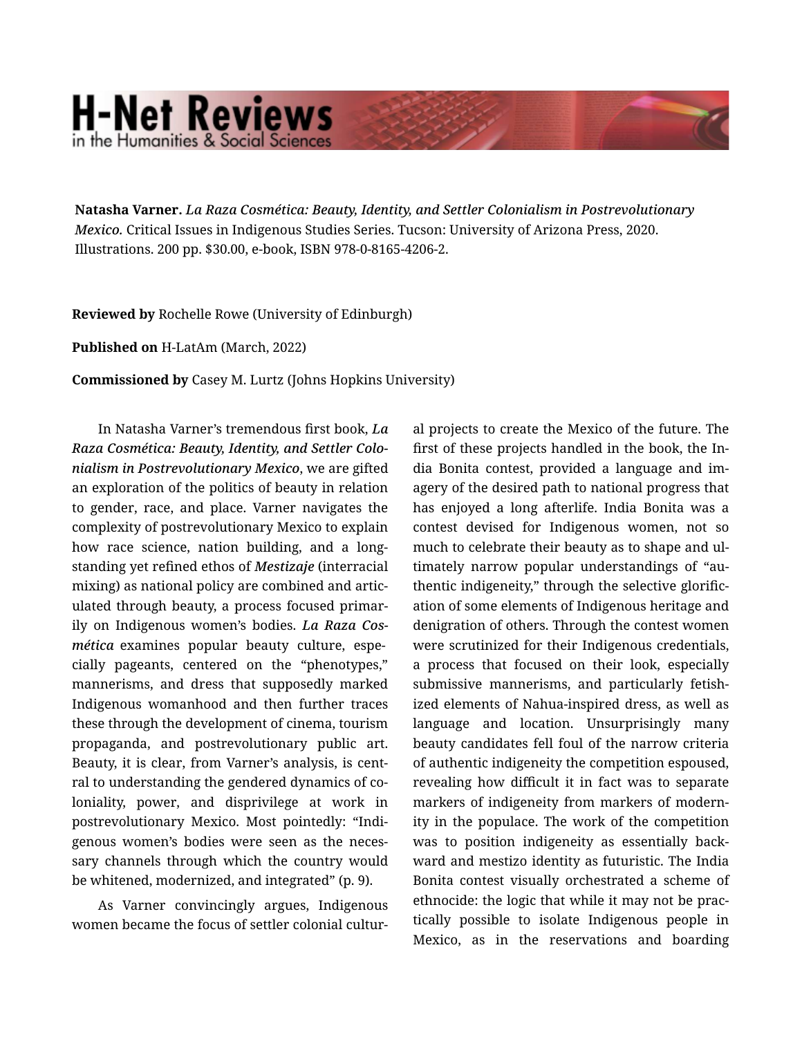# H-Net Reviews
in the Humanities & Social Sciences

**Natasha Varner.** ***La Raza Cosmética: Beauty, Identity, and Settler Colonialism in Postrevolutionary Mexico.*** Critical Issues in Indigenous Studies Series. Tucson: University of Arizona Press, 2020. Illustrations. 200 pp. $30.00, e-book, ISBN 978-0-8165-4206-2.

**Reviewed by** Rochelle Rowe (University of Edinburgh)

**Published on** H-LatAm (March, 2022)

**Commissioned by** Casey M. Lurtz (Johns Hopkins University)

In Natasha Varner's tremendous first book, ***La Raza Cosmética: Beauty, Identity, and Settler Colonialism in Postrevolutionary Mexico***, we are gifted an exploration of the politics of beauty in relation to gender, race, and place. Varner navigates the complexity of postrevolutionary Mexico to explain how race science, nation building, and a long-standing yet refined ethos of *Mestizaje* (interracial mixing) as national policy are combined and articulated through beauty, a process focused primarily on Indigenous women's bodies. ***La Raza Cosmética*** examines popular beauty culture, especially pageants, centered on the "phenotypes," mannerisms, and dress that supposedly marked Indigenous womanhood and then further traces these through the development of cinema, tourism propaganda, and postrevolutionary public art. Beauty, it is clear, from Varner's analysis, is central to understanding the gendered dynamics of coloniality, power, and disprivilege at work in postrevolutionary Mexico. Most pointedly: "Indigenous women's bodies were seen as the necessary channels through which the country would be whitened, modernized, and integrated" (p. 9).

As Varner convincingly argues, Indigenous women became the focus of settler colonial cultural projects to create the Mexico of the future. The first of these projects handled in the book, the India Bonita contest, provided a language and imagery of the desired path to national progress that has enjoyed a long afterlife. India Bonita was a contest devised for Indigenous women, not so much to celebrate their beauty as to shape and ultimately narrow popular understandings of "authentic indigeneity," through the selective glorification of some elements of Indigenous heritage and denigration of others. Through the contest women were scrutinized for their Indigenous credentials, a process that focused on their look, especially submissive mannerisms, and particularly fetishized elements of Nahua-inspired dress, as well as language and location. Unsurprisingly many beauty candidates fell foul of the narrow criteria of authentic indigeneity the competition espoused, revealing how difficult it in fact was to separate markers of indigeneity from markers of modernity in the populace. The work of the competition was to position indigeneity as essentially backward and mestizo identity as futuristic. The India Bonita contest visually orchestrated a scheme of ethnocide: the logic that while it may not be practically possible to isolate Indigenous people in Mexico, as in the reservations and boarding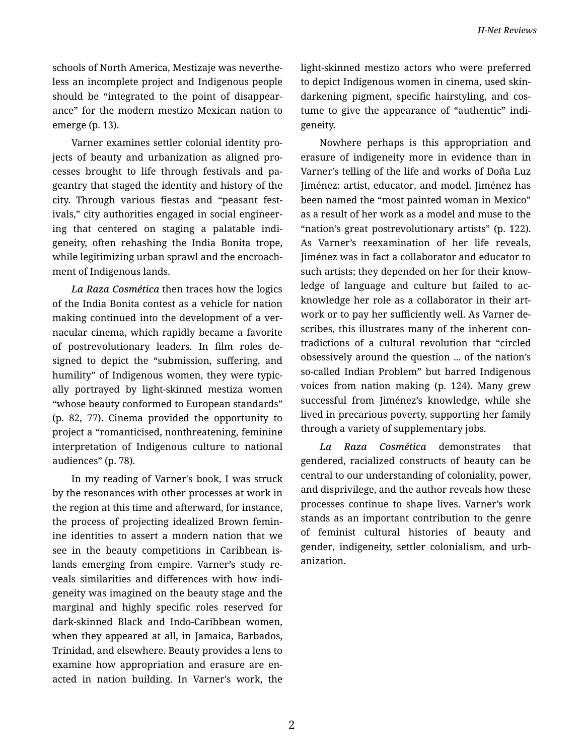schools of North America, Mestizaje was nevertheless an incomplete project and Indigenous people should be "integrated to the point of disappearance" for the modern mestizo Mexican nation to emerge (p. 13).

Varner examines settler colonial identity projects of beauty and urbanization as aligned processes brought to life through festivals and pageantry that staged the identity and history of the city. Through various fiestas and "peasant festivals," city authorities engaged in social engineering that centered on staging a palatable indigeneity, often rehashing the India Bonita trope, while legitimizing urban sprawl and the encroachment of Indigenous lands.

*La Raza Cosmética* then traces how the logics of the India Bonita contest as a vehicle for nation making continued into the development of a vernacular cinema, which rapidly became a favorite of postrevolutionary leaders. In film roles designed to depict the "submission, suffering, and humility" of Indigenous women, they were typically portrayed by light-skinned mestiza women "whose beauty conformed to European standards" (p. 82, 77). Cinema provided the opportunity to project a "romanticised, nonthreatening, feminine interpretation of Indigenous culture to national audiences" (p. 78).

In my reading of Varner's book, I was struck by the resonances with other processes at work in the region at this time and afterward, for instance, the process of projecting idealized Brown feminine identities to assert a modern nation that we see in the beauty competitions in Caribbean islands emerging from empire. Varner's study reveals similarities and differences with how indigeneity was imagined on the beauty stage and the marginal and highly specific roles reserved for dark-skinned Black and Indo-Caribbean women, when they appeared at all, in Jamaica, Barbados, Trinidad, and elsewhere. Beauty provides a lens to examine how appropriation and erasure are enacted in nation building. In Varner's work, the light-skinned mestizo actors who were preferred to depict Indigenous women in cinema, used skin-darkening pigment, specific hairstyling, and costume to give the appearance of "authentic" indigeneity.

Nowhere perhaps is this appropriation and erasure of indigeneity more in evidence than in Varner's telling of the life and works of Doña Luz Jiménez: artist, educator, and model. Jiménez has been named the "most painted woman in Mexico" as a result of her work as a model and muse to the "nation's great postrevolutionary artists" (p. 122). As Varner's reexamination of her life reveals, Jiménez was in fact a collaborator and educator to such artists; they depended on her for their knowledge of language and culture but failed to acknowledge her role as a collaborator in their artwork or to pay her sufficiently well. As Varner describes, this illustrates many of the inherent contradictions of a cultural revolution that "circled obsessively around the question ... of the nation's so-called Indian Problem" but barred Indigenous voices from nation making (p. 124). Many grew successful from Jiménez's knowledge, while she lived in precarious poverty, supporting her family through a variety of supplementary jobs.

*La Raza Cosmética* demonstrates that gendered, racialized constructs of beauty can be central to our understanding of coloniality, power, and disprivilege, and the author reveals how these processes continue to shape lives. Varner's work stands as an important contribution to the genre of feminist cultural histories of beauty and gender, indigeneity, settler colonialism, and urbanization.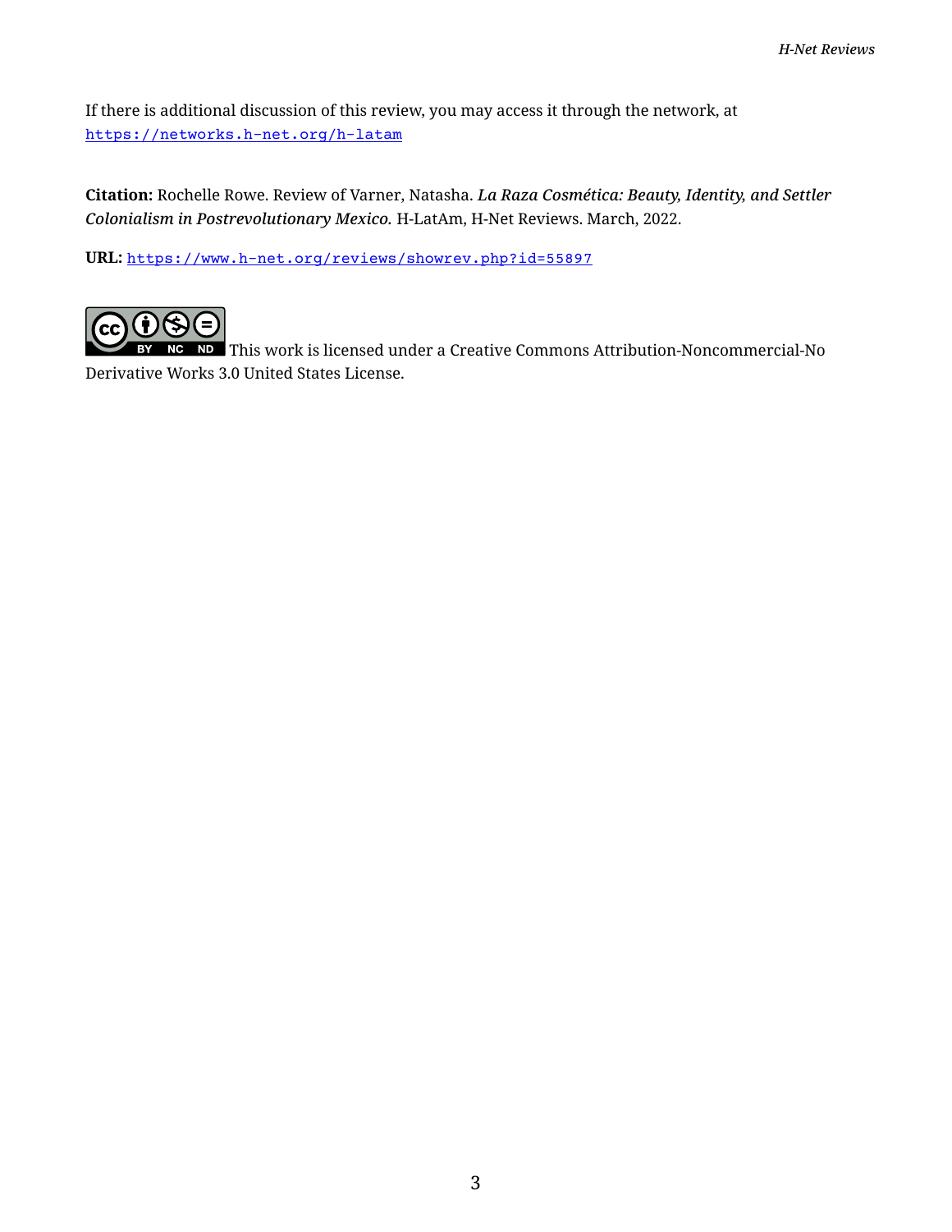If there is additional discussion of this review, you may access it through the network, at https://networks.h-net.org/h-latam

**Citation:** Rochelle Rowe. Review of Varner, Natasha. *La Raza Cosmética: Beauty, Identity, and Settler Colonialism in Postrevolutionary Mexico.* H-LatAm, H-Net Reviews. March, 2022.

**URL:** https://www.h-net.org/reviews/showrev.php?id=55897

This work is licensed under a Creative Commons Attribution-Noncommercial-No Derivative Works 3.0 United States License.